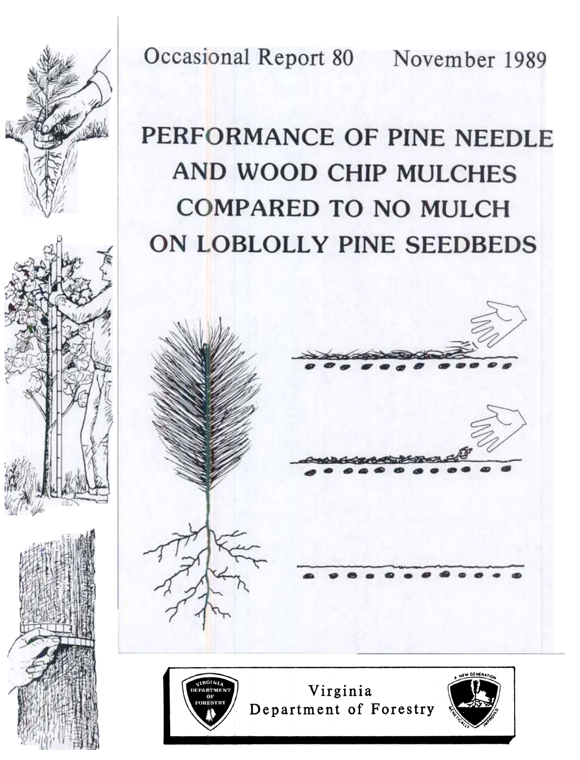Occasional Report 80 November 1989

# PERFORMANCE OF PINE NEEDLE AND WOOD CHIP MULCHES COMPARED TO NO MULCH ON LOBLOLLY PINE SEEDBEDS

Virginia Department of Forestry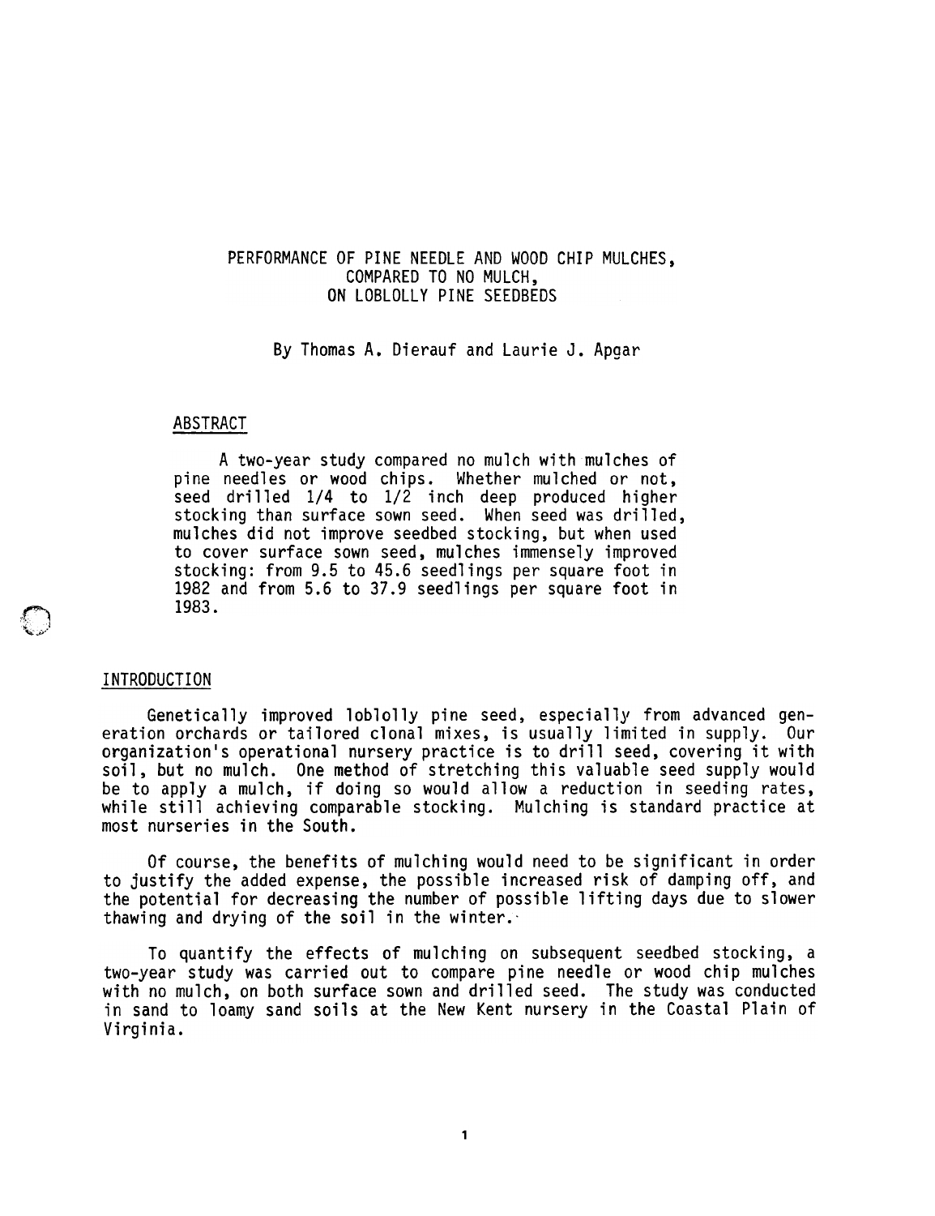# PERFORMANCE OF PINE NEEDLE AND WOOD CHIP MULCHES, COMPARED TO NO MULCH, ON LOBLOLLY PINE SEEDBEDS

By Thomas A. Dierauf and Laurie J. Apgar

## ABSTRACT

A two-year study compared no mulch with mulches of pine needles or wood chips. Whether mulched or not, seed drilled 1/4 to 1/2 inch deep produced higher stocking than surface sown seed. When seed was drilled, mulches did not improve seedbed stocking, but when used to cover surface sown seed, mulches immensely improved stocking: from 9.5 to 45.6 seedlings per square foot in 1982 and from 5.6 to 37.9 seedlings per square foot in 1983.

## INTRODUCTION

Genetically improved loblolly pine seed, especially from advanced generation orchards or tailored clonal mixes, is usually limited in supply. Our organization's operational nursery practice is to drill seed, covering it with soil, but no mulch. One method of stretching this valuable seed supply would be to apply a mulch, if doing so would allow a reduction in seeding rates, while still achieving comparable stocking. Mulching is standard practice at most nurseries in the South.

Of course, the benefits of mulching would need to be significant in order to justify the added expense, the possible increased risk of damping off, and the potential for decreasing the number of possible lifting days due to slower thawing and drying of the soil in the winter.

To quantify the effects of mulching on subsequent seedbed stocking, a two-year study was carried out to compare pine needle or wood chip mulches with no mulch, on both surface sown and drilled seed. The study was conducted in sand to loamy sand soils at the New Kent nursery in the Coastal Plain of Virginia.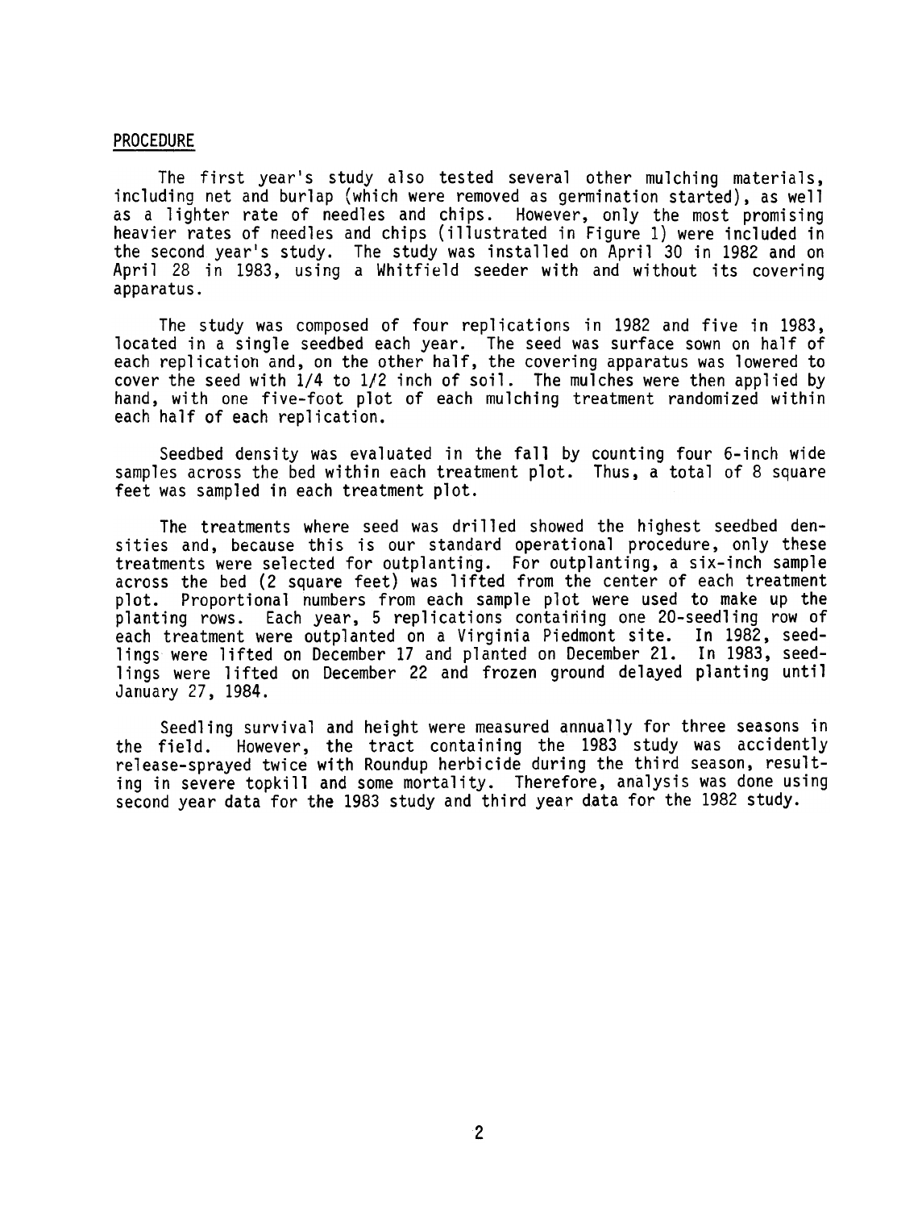## PROCEDURE

The first year's study also tested several other mulching materials, including net and burlap (which were removed as germination started), as well as a lighter rate of needles and chips. However, only the most promising heavier rates of needles and chips (illustrated in Figure 1) were included in the second year's study. The study was installed on April 30 in 1982 and on April 28 in 1983, using a Whitfield seeder with and without its covering apparatus.

The study was composed of four replications in 1982 and five in 1983, located in a single seedbed each year. The seed was surface sown on half of each replication and, on the other half, the covering apparatus was lowered to cover the seed with 1/4 to 1/2 inch of soil. The mulches were then applied by hand, with one five-foot plot of each mulching treatment randomized within each half of each replication.

Seedbed density was evaluated in the fall by counting four 6-inch wide samples across the bed within each treatment plot. Thus, a total of 8 square feet was sampled in each treatment plot.

The treatments where seed was drilled showed the highest seedbed densities and, because this is our standard operational procedure, only these treatments were selected for outplanting. For outplanting, a six-inch sample across the bed (2 square feet) was lifted from the center of each treatment plot. Proportional numbers from each sample plot were used to make up the planting rows. Each year, 5 replications containing one 20-seedling row of each treatment were outplanted on a Virginia Piedmont site. In 1982, seedlings were lifted on December 17 and planted on December 21. In 1983, seedlings were lifted on December 22 and frozen ground delayed planting until January 27, 1984.

Seedling survival and height were measured annually for three seasons in the field. However, the tract containing the 1983 study was accidently release-sprayed twice with Roundup herbicide during the third season, resulting in severe topkill and some mortality. Therefore, analysis was done using second year data for the 1983 study and third year data for the 1982 study.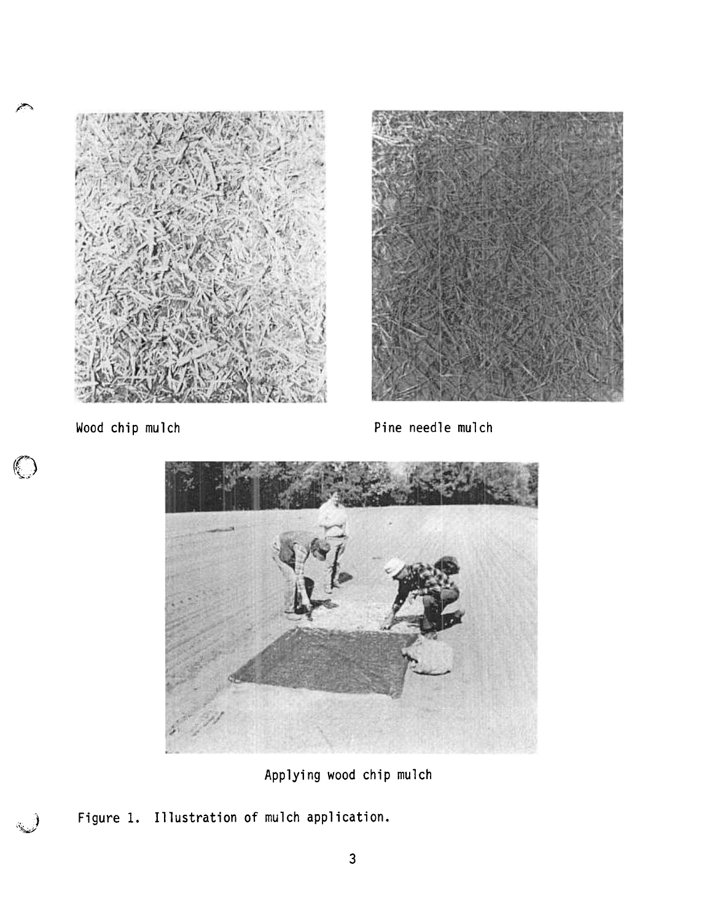Wood chip mulch

Pine needle mulch

Applying wood chip mulch

Figure 1. Illustration of mulch application.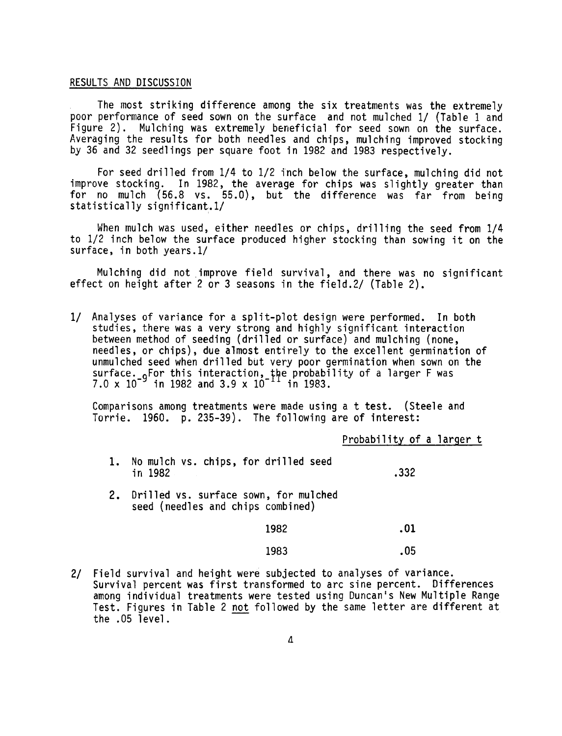RESULTS AND DISCUSSION

The most striking difference among the six treatments was the extremely poor performance of seed sown on the surface and not mulched 1/ (Table 1 and Figure 2). Mulching was extremely beneficial for seed sown on the surface. Averaging the results for both needles and chips, mulching improved stocking by 36 and 32 seedlings per square foot in 1982 and 1983 respectively.

For seed drilled from 1/4 to 1/2 inch below the surface, mulching did not improve stocking. In 1982, the average for chips was slightly greater than for no mulch (56.8 vs. 55.0), but the difference was far from being statistically significant.1/

When mulch was used, either needles or chips, drilling the seed from 1/4 to 1/2 inch below the surface produced higher stocking than sowing it on the surface, in both years.1/

Mulching did not improve field survival, and there was no significant effect on height after 2 or 3 seasons in the field.2/ (Table 2).

1/ Analyses of variance for a split-plot design were performed. In both studies, there was a very strong and highly significant interaction between method of seeding (drilled or surface) and mulching (none, needles, or chips), due almost entirely to the excellent germination of unmulched seed when drilled but very poor germination when sown on the surface. For this interaction, the probability of a larger F was $7.0 \times 10^{-9}$ in 1982 and $3.9 \times 10^{-11}$ in 1983.

Comparisons among treatments were made using a t test. (Steele and Torrie. 1960. p. 235-39). The following are of interest:

| | | Probability of a larger t |
|---|---|---|
| 1. No mulch vs. chips, for drilled seed in 1982 | | .332 |
| 2. Drilled vs. surface sown, for mulched seed (needles and chips combined) | | |
| | 1982 | .01 |
| | 1983 | .05 |

2/ Field survival and height were subjected to analyses of variance. Survival percent was first transformed to arc sine percent. Differences among individual treatments were tested using Duncan's New Multiple Range Test. Figures in Table 2 not followed by the same letter are different at the .05 level.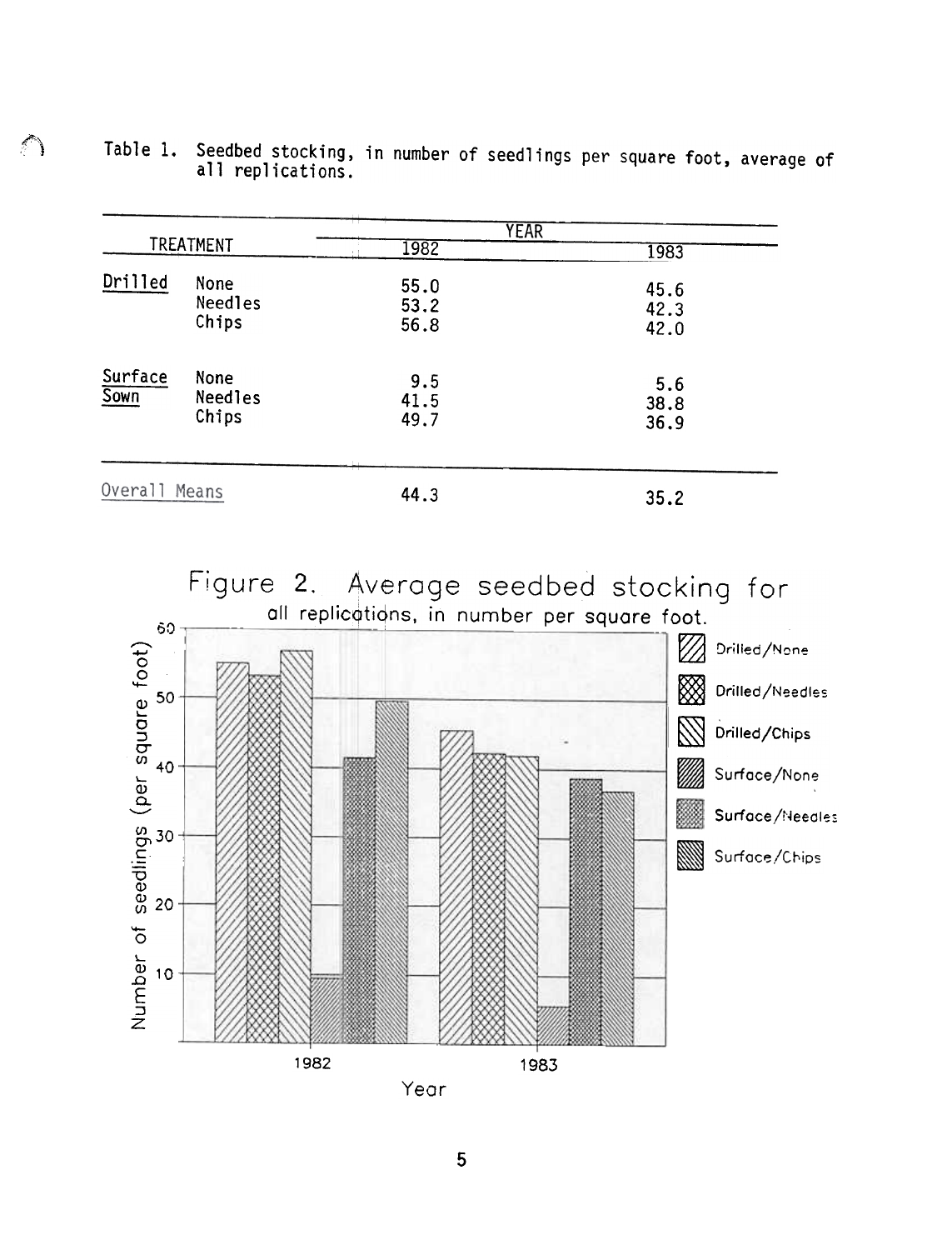Table 1. Seedbed stocking, in number of seedlings per square foot, average of all replications.

| TREATMENT | | YEAR | |
|---|---|---|---|
| | | 1982 | 1983 |
| Drilled | None | 55.0 | 45.6 |
| | Needles | 53.2 | 42.3 |
| | Chips | 56.8 | 42.0 |
| Surface Sown | None | 9.5 | 5.6 |
| | Needles | 41.5 | 38.8 |
| | Chips | 49.7 | 36.9 |
| Overall Means | | 44.3 | 35.2 |

Figure 2. Average seedbed stocking for all replications, in number per square foot.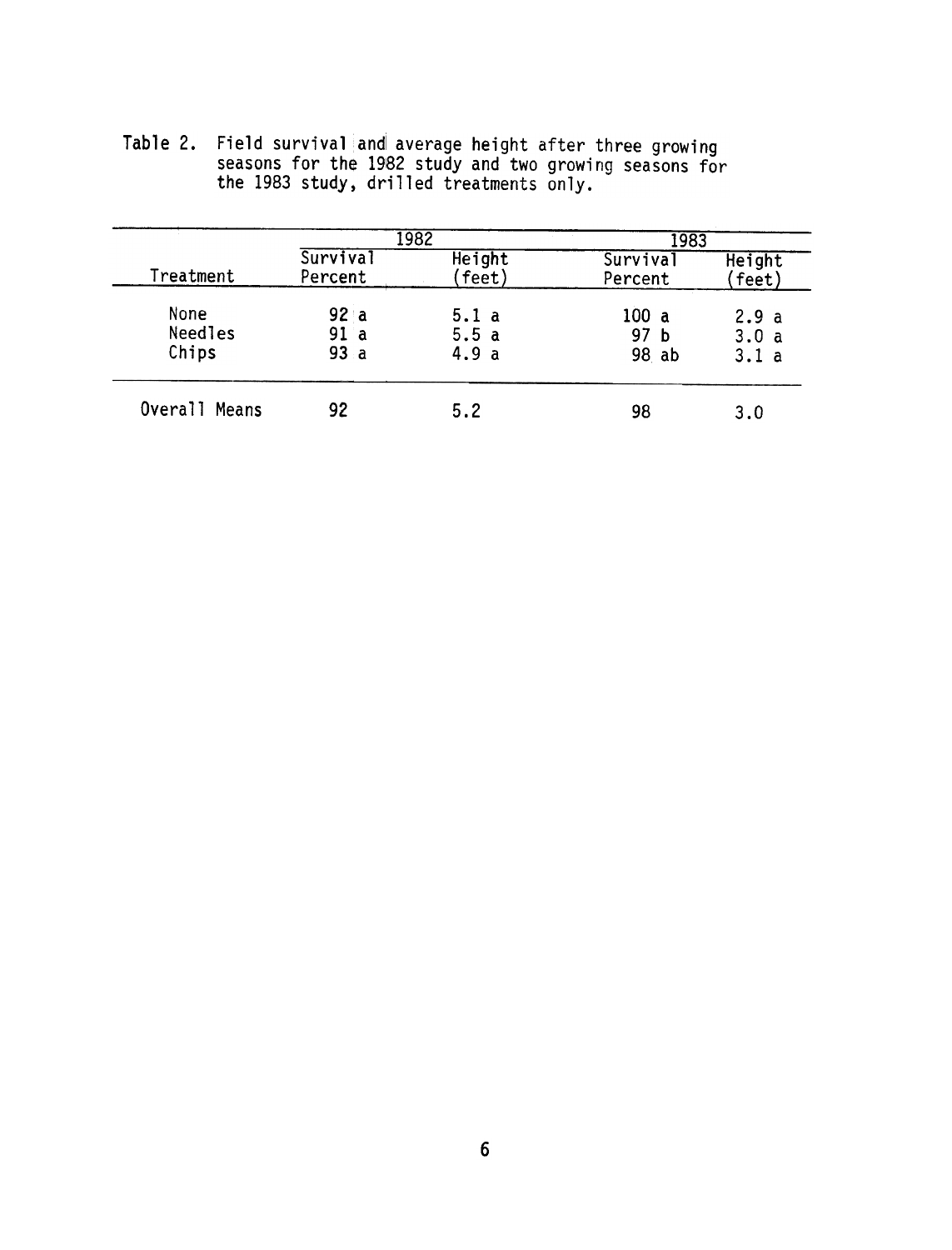Table 2. Field survival and average height after three growing seasons for the 1982 study and two growing seasons for the 1983 study, drilled treatments only.

| | 1982 | | 1983 | |
|---|---|---|---|---|
| Treatment | Survival Percent | Height (feet) | Survival Percent | Height (feet) |
| None | 92 a | 5.1 a | 100 a | 2.9 a |
| Needles | 91 a | 5.5 a | 97 b | 3.0 a |
| Chips | 93 a | 4.9 a | 98 ab | 3.1 a |
| Overall Means | 92 | 5.2 | 98 | 3.0 |